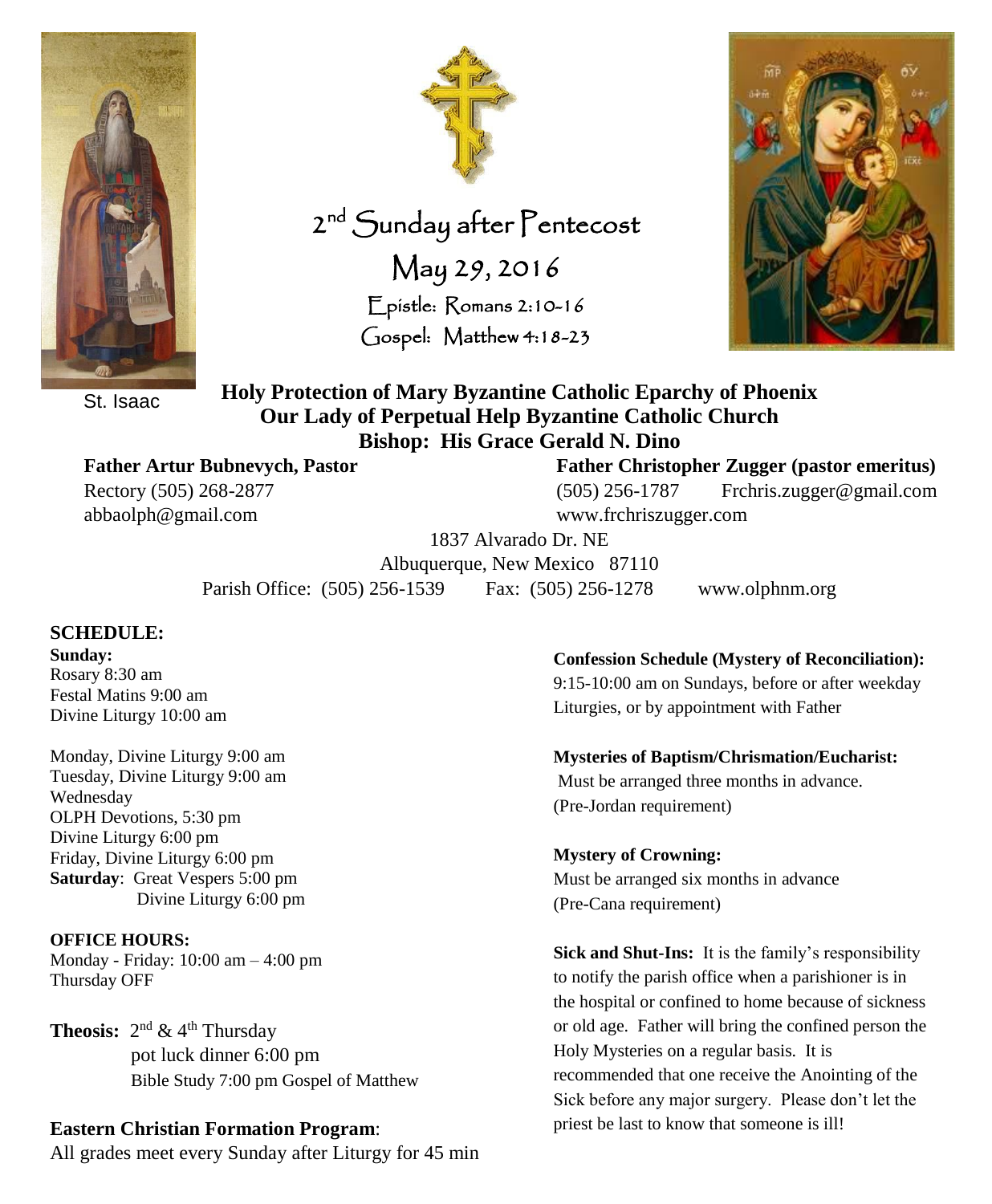St. Isaac

# 2nd Sunday after Pentecost

## May 29, 2016

Epistle: Romans 2:10-16

Gospel: Matthew 4:18-23

**Holy Protection of Mary Byzantine Catholic Eparchy of Phoenix**
**Our Lady of Perpetual Help Byzantine Catholic Church**
**Bishop: His Grace Gerald N. Dino**

**Father Artur Bubnevych, Pastor**
Rectory (505) 268-2877
abbaolph@gmail.com

**Father Christopher Zugger (pastor emeritus)**
(505) 256-1787 Frchris.zugger@gmail.com
www.frchriszugger.com

1837 Alvarado Dr. NE
Albuquerque, New Mexico 87110
Parish Office: (505) 256-1539 Fax: (505) 256-1278 www.olphnm.org

## SCHEDULE:

**Sunday:**
Rosary 8:30 am
Festal Matins 9:00 am
Divine Liturgy 10:00 am

Monday, Divine Liturgy 9:00 am
Tuesday, Divine Liturgy 9:00 am
Wednesday
OLPH Devotions, 5:30 pm
Divine Liturgy 6:00 pm
Friday, Divine Liturgy 6:00 pm
**Saturday**: Great Vespers 5:00 pm
Divine Liturgy 6:00 pm

**OFFICE HOURS:**
Monday - Friday: 10:00 am – 4:00 pm
Thursday OFF

**Theosis:** 2nd & 4th Thursday
pot luck dinner 6:00 pm
Bible Study 7:00 pm Gospel of Matthew

**Eastern Christian Formation Program**:
All grades meet every Sunday after Liturgy for 45 min

**Confession Schedule (Mystery of Reconciliation):**
9:15-10:00 am on Sundays, before or after weekday Liturgies, or by appointment with Father

**Mysteries of Baptism/Chrismation/Eucharist:**
Must be arranged three months in advance.
(Pre-Jordan requirement)

**Mystery of Crowning:**
Must be arranged six months in advance
(Pre-Cana requirement)

**Sick and Shut-Ins:** It is the family's responsibility to notify the parish office when a parishioner is in the hospital or confined to home because of sickness or old age. Father will bring the confined person the Holy Mysteries on a regular basis. It is recommended that one receive the Anointing of the Sick before any major surgery. Please don't let the priest be last to know that someone is ill!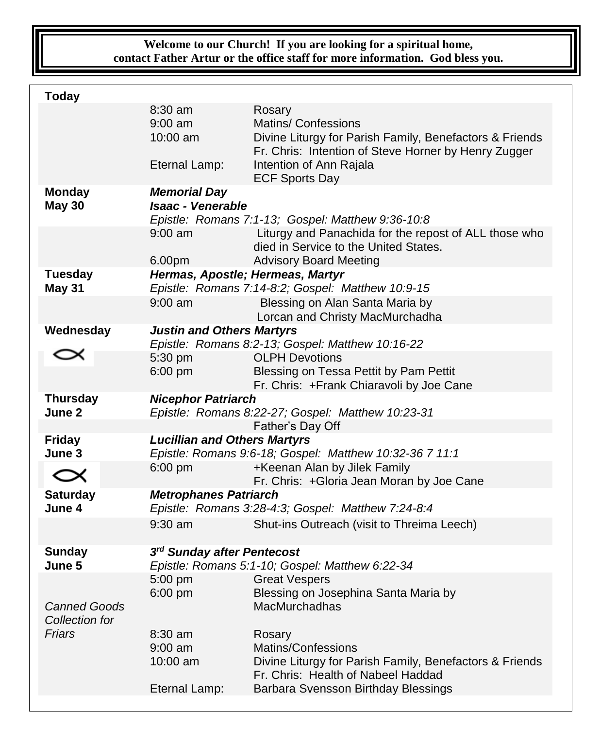**Welcome to our Church! If you are looking for a spiritual home, contact Father Artur or the office staff for more information. God bless you.**

| | | |
|---|---|---|
| **Today** | | |
| | 8:30 am | Rosary |
| | 9:00 am | Matins/ Confessions |
| | 10:00 am | Divine Liturgy for Parish Family, Benefactors & Friends<br>Fr. Chris: Intention of Steve Horner by Henry Zugger |
| | Eternal Lamp: | Intention of Ann Rajala<br>ECF Sports Day |
| **Monday**<br>**May 30** | ***Memorial Day***<br>***Isaac - Venerable***<br>*Epistle: Romans 7:1-13; Gospel: Matthew 9:36-10:8* | |
| | 9:00 am | Liturgy and Panachida for the repost of ALL those who died in Service to the United States. |
| | 6.00pm | Advisory Board Meeting |
| **Tuesday**<br>**May 31** | ***Hermas, Apostle; Hermeas, Martyr***<br>*Epistle: Romans 7:14-8:2; Gospel: Matthew 10:9-15* | |
| | 9:00 am | Blessing on Alan Santa Maria by Lorcan and Christy MacMurchadha |
| **Wednesday** | ***Justin and Others Martyrs***<br>*Epistle: Romans 8:2-13; Gospel: Matthew 10:16-22* | |
| | 5:30 pm | OLPH Devotions |
| | 6:00 pm | Blessing on Tessa Pettit by Pam Pettit<br>Fr. Chris: +Frank Chiaravoli by Joe Cane |
| **Thursday**<br>**June 2** | ***Nicephor Patriarch***<br>*Epistle: Romans 8:22-27; Gospel: Matthew 10:23-31* | |
| | | Father's Day Off |
| **Friday**<br>**June 3** | ***Lucillian and Others Martyrs***<br>*Epistle: Romans 9:6-18; Gospel: Matthew 10:32-36 7 11:1* | |
| | 6:00 pm | +Keenan Alan by Jilek Family<br>Fr. Chris: +Gloria Jean Moran by Joe Cane |
| **Saturday**<br>**June 4** | ***Metrophanes Patriarch***<br>*Epistle: Romans 3:28-4:3; Gospel: Matthew 7:24-8:4* | |
| | 9:30 am | Shut-ins Outreach (visit to Threima Leech) |
| **Sunday**<br>**June 5** | ***3rd Sunday after Pentecost***<br>*Epistle: Romans 5:1-10; Gospel: Matthew 6:22-34* | |
| | 5:00 pm | Great Vespers |
| *Canned Goods Collection for Friars* | 6:00 pm | Blessing on Josephina Santa Maria by MacMurchadhas |
| | 8:30 am | Rosary |
| | 9:00 am | Matins/Confessions |
| | 10:00 am | Divine Liturgy for Parish Family, Benefactors & Friends<br>Fr. Chris: Health of Nabeel Haddad |
| | Eternal Lamp: | Barbara Svensson Birthday Blessings |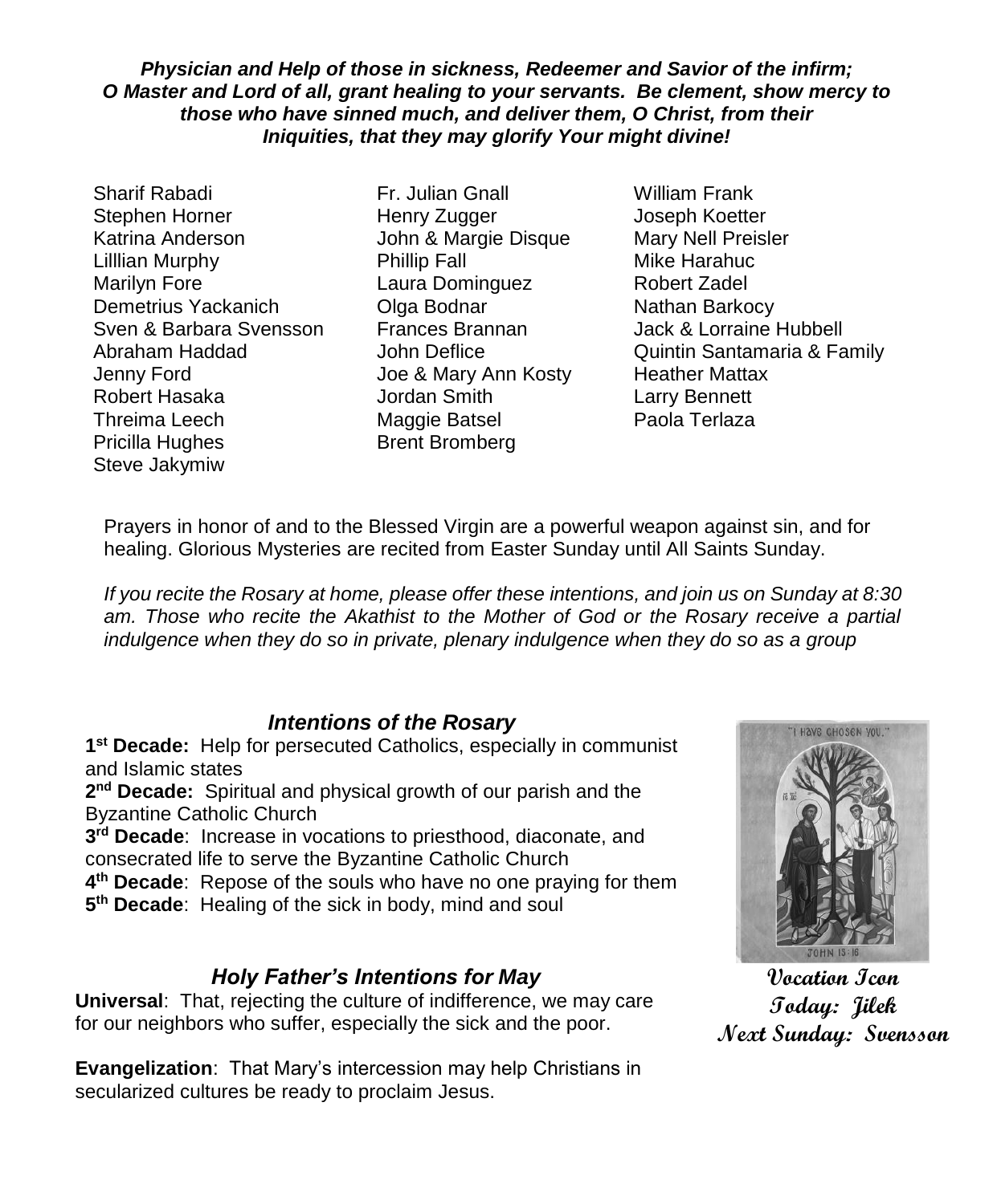***Physician and Help of those in sickness, Redeemer and Savior of the infirm; O Master and Lord of all, grant healing to your servants. Be clement, show mercy to those who have sinned much, and deliver them, O Christ, from their Iniquities, that they may glorify Your might divine!***

Sharif Rabadi
Stephen Horner
Katrina Anderson
Lilllian Murphy
Marilyn Fore
Demetrius Yackanich
Sven & Barbara Svensson
Abraham Haddad
Jenny Ford
Robert Hasaka
Threima Leech
Pricilla Hughes
Steve Jakymiw

Fr. Julian Gnall
Henry Zugger
John & Margie Disque
Phillip Fall
Laura Dominguez
Olga Bodnar
Frances Brannan
John Deflice
Joe & Mary Ann Kosty
Jordan Smith
Maggie Batsel
Brent Bromberg

William Frank
Joseph Koetter
Mary Nell Preisler
Mike Harahuc
Robert Zadel
Nathan Barkocy
Jack & Lorraine Hubbell
Quintin Santamaria & Family
Heather Mattax
Larry Bennett
Paola Terlaza

Prayers in honor of and to the Blessed Virgin are a powerful weapon against sin, and for healing. Glorious Mysteries are recited from Easter Sunday until All Saints Sunday.

*If you recite the Rosary at home, please offer these intentions, and join us on Sunday at 8:30 am. Those who recite the Akathist to the Mother of God or the Rosary receive a partial indulgence when they do so in private, plenary indulgence when they do so as a group*

### *Intentions of the Rosary*

**1st Decade:** Help for persecuted Catholics, especially in communist and Islamic states
**2nd Decade:** Spiritual and physical growth of our parish and the Byzantine Catholic Church
**3rd Decade**: Increase in vocations to priesthood, diaconate, and consecrated life to serve the Byzantine Catholic Church
**4th Decade**: Repose of the souls who have no one praying for them
**5th Decade**: Healing of the sick in body, mind and soul

### *Holy Father's Intentions for May*

**Universal**: That, rejecting the culture of indifference, we may care for our neighbors who suffer, especially the sick and the poor.

**Evangelization**: That Mary's intercession may help Christians in secularized cultures be ready to proclaim Jesus.

**Vocation Icon**
**Today: Jilek**
**Next Sunday: Svensson**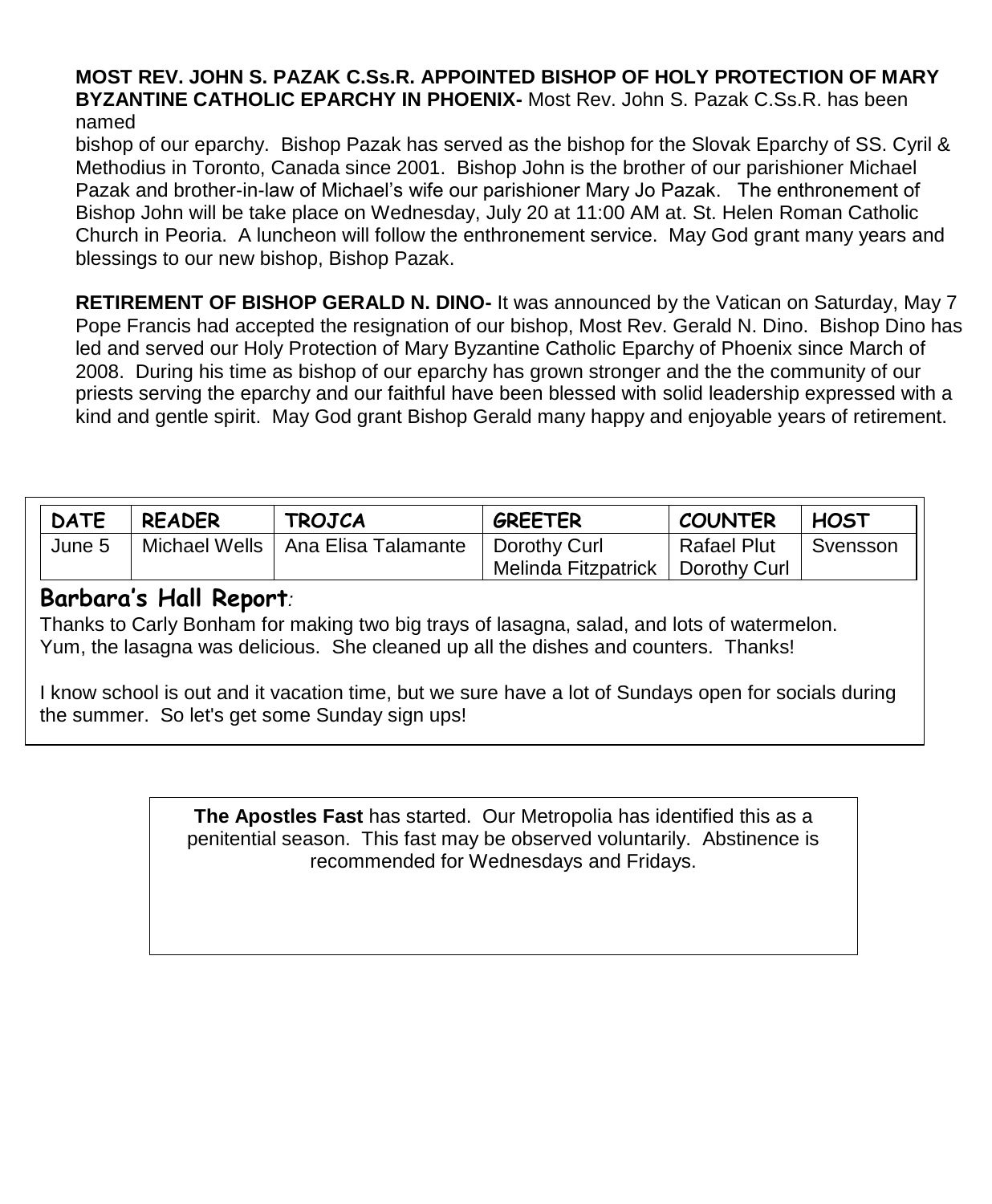**MOST REV. JOHN S. PAZAK C.Ss.R. APPOINTED BISHOP OF HOLY PROTECTION OF MARY BYZANTINE CATHOLIC EPARCHY IN PHOENIX-** Most Rev. John S. Pazak C.Ss.R. has been named bishop of our eparchy. Bishop Pazak has served as the bishop for the Slovak Eparchy of SS. Cyril & Methodius in Toronto, Canada since 2001. Bishop John is the brother of our parishioner Michael Pazak and brother-in-law of Michael's wife our parishioner Mary Jo Pazak. The enthronement of Bishop John will be take place on Wednesday, July 20 at 11:00 AM at. St. Helen Roman Catholic Church in Peoria. A luncheon will follow the enthronement service. May God grant many years and blessings to our new bishop, Bishop Pazak.

**RETIREMENT OF BISHOP GERALD N. DINO-** It was announced by the Vatican on Saturday, May 7 Pope Francis had accepted the resignation of our bishop, Most Rev. Gerald N. Dino. Bishop Dino has led and served our Holy Protection of Mary Byzantine Catholic Eparchy of Phoenix since March of 2008. During his time as bishop of our eparchy has grown stronger and the the community of our priests serving the eparchy and our faithful have been blessed with solid leadership expressed with a kind and gentle spirit. May God grant Bishop Gerald many happy and enjoyable years of retirement.

| DATE | READER | TROJCA | GREETER | COUNTER | HOST |
|---|---|---|---|---|---|
| June 5 | Michael Wells | Ana Elisa Talamante | Dorothy Curl<br>Melinda Fitzpatrick | Rafael Plut<br>Dorothy Curl | Svensson |

## Barbara's Hall Report:

Thanks to Carly Bonham for making two big trays of lasagna, salad, and lots of watermelon. Yum, the lasagna was delicious. She cleaned up all the dishes and counters. Thanks!

I know school is out and it vacation time, but we sure have a lot of Sundays open for socials during the summer. So let's get some Sunday sign ups!

**The Apostles Fast** has started. Our Metropolia has identified this as a penitential season. This fast may be observed voluntarily. Abstinence is recommended for Wednesdays and Fridays.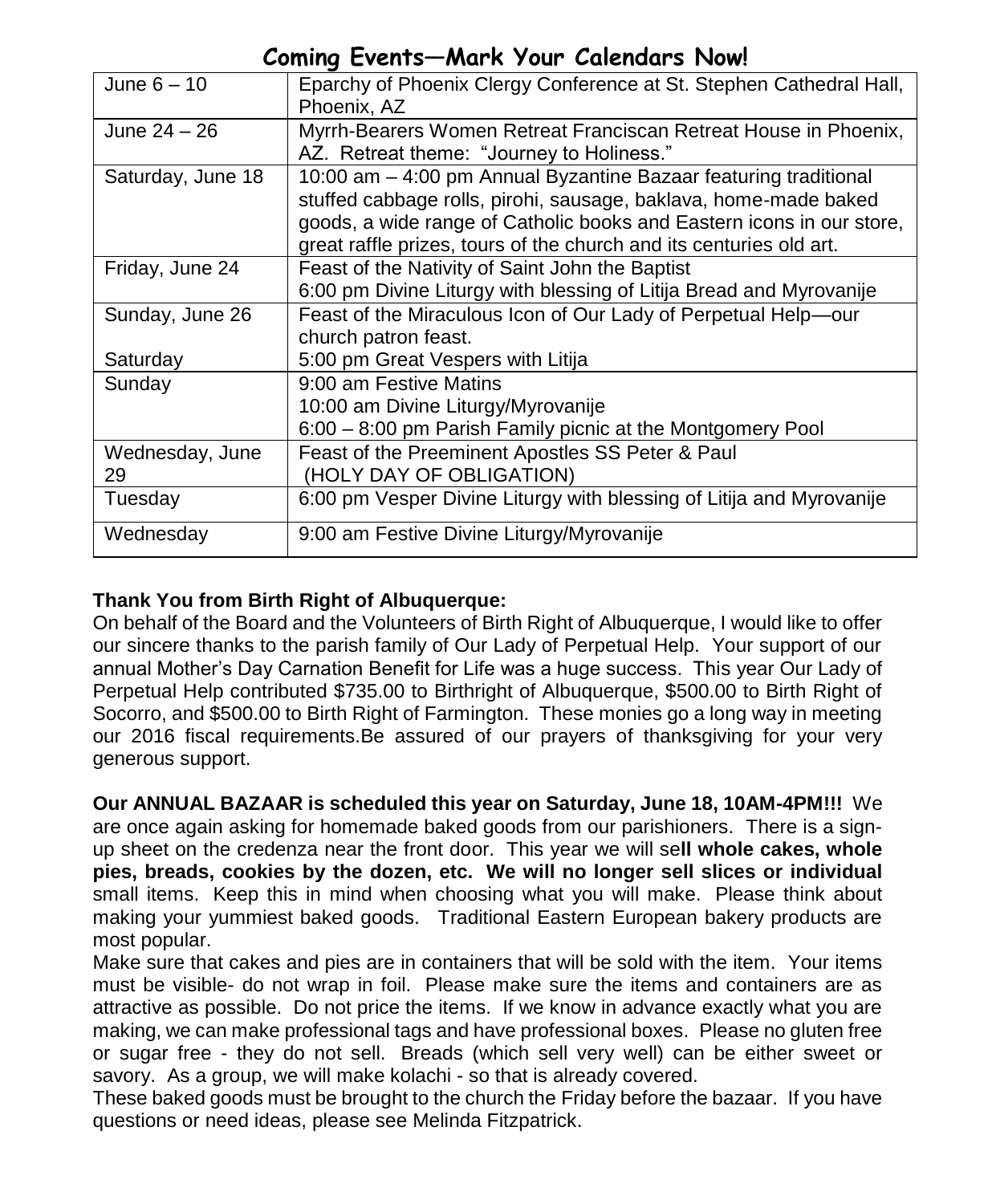## Coming Events—Mark Your Calendars Now!

| | |
|---|---|
| June 6 – 10 | Eparchy of Phoenix Clergy Conference at St. Stephen Cathedral Hall, Phoenix, AZ |
| June 24 – 26 | Myrrh-Bearers Women Retreat Franciscan Retreat House in Phoenix, AZ. Retreat theme: "Journey to Holiness." |
| Saturday, June 18 | 10:00 am – 4:00 pm Annual Byzantine Bazaar featuring traditional stuffed cabbage rolls, pirohi, sausage, baklava, home-made baked goods, a wide range of Catholic books and Eastern icons in our store, great raffle prizes, tours of the church and its centuries old art. |
| Friday, June 24 | Feast of the Nativity of Saint John the Baptist<br>6:00 pm Divine Liturgy with blessing of Litija Bread and Myrovanije |
| Sunday, June 26<br><br>Saturday | Feast of the Miraculous Icon of Our Lady of Perpetual Help—our church patron feast.<br>5:00 pm Great Vespers with Litija |
| Sunday | 9:00 am Festive Matins<br>10:00 am Divine Liturgy/Myrovanije<br>6:00 – 8:00 pm Parish Family picnic at the Montgomery Pool |
| Wednesday, June 29 | Feast of the Preeminent Apostles SS Peter & Paul<br>(HOLY DAY OF OBLIGATION) |
| Tuesday | 6:00 pm Vesper Divine Liturgy with blessing of Litija and Myrovanije |
| Wednesday | 9:00 am Festive Divine Liturgy/Myrovanije |

**Thank You from Birth Right of Albuquerque:**
On behalf of the Board and the Volunteers of Birth Right of Albuquerque, I would like to offer our sincere thanks to the parish family of Our Lady of Perpetual Help. Your support of our annual Mother's Day Carnation Benefit for Life was a huge success. This year Our Lady of Perpetual Help contributed $735.00 to Birthright of Albuquerque, $500.00 to Birth Right of Socorro, and $500.00 to Birth Right of Farmington. These monies go a long way in meeting our 2016 fiscal requirements.Be assured of our prayers of thanksgiving for your very generous support.

**Our ANNUAL BAZAAR is scheduled this year on Saturday, June 18, 10AM-4PM!!!** We are once again asking for homemade baked goods from our parishioners. There is a sign-up sheet on the credenza near the front door. This year we will se**ll whole cakes, whole pies, breads, cookies by the dozen, etc. We will no longer sell slices or individual** small items. Keep this in mind when choosing what you will make. Please think about making your yummiest baked goods. Traditional Eastern European bakery products are most popular.
Make sure that cakes and pies are in containers that will be sold with the item. Your items must be visible- do not wrap in foil. Please make sure the items and containers are as attractive as possible. Do not price the items. If we know in advance exactly what you are making, we can make professional tags and have professional boxes. Please no gluten free or sugar free - they do not sell. Breads (which sell very well) can be either sweet or savory. As a group, we will make kolachi - so that is already covered.
These baked goods must be brought to the church the Friday before the bazaar. If you have questions or need ideas, please see Melinda Fitzpatrick.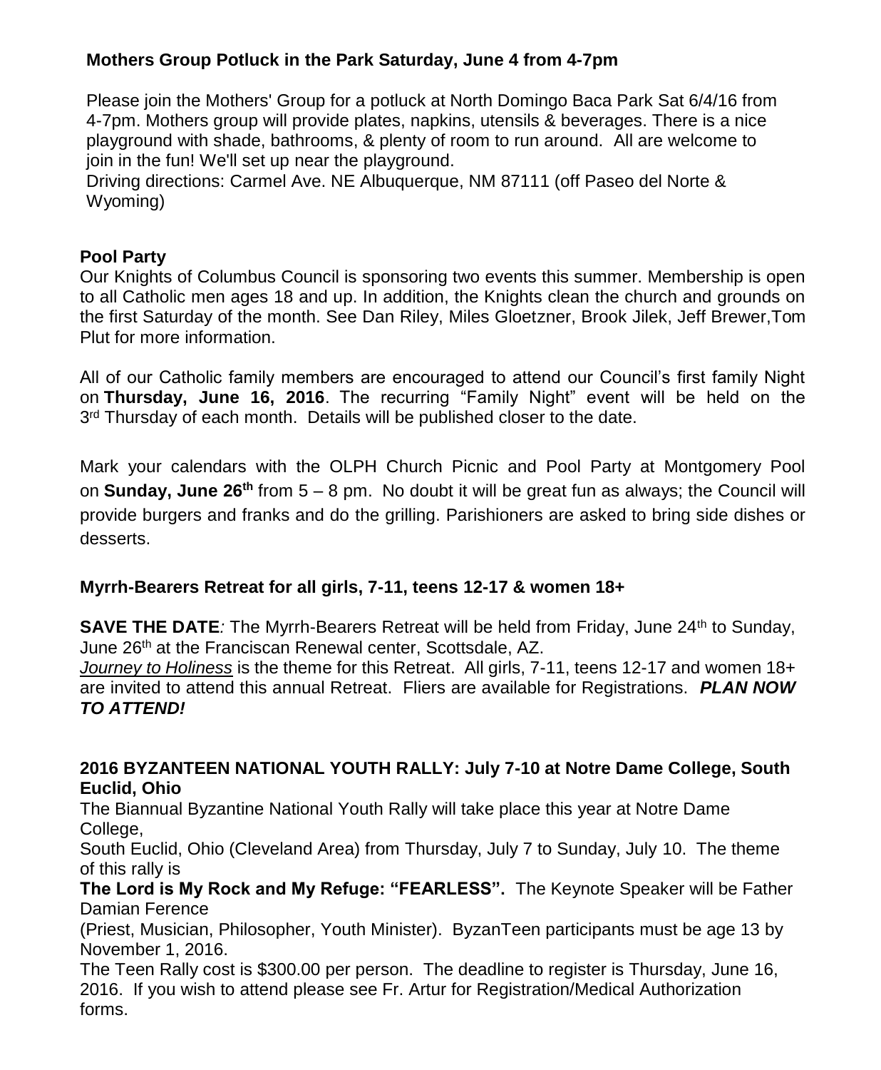**Mothers Group Potluck in the Park Saturday, June 4 from 4-7pm**

Please join the Mothers' Group for a potluck at North Domingo Baca Park Sat 6/4/16 from 4-7pm. Mothers group will provide plates, napkins, utensils & beverages. There is a nice playground with shade, bathrooms, & plenty of room to run around. All are welcome to join in the fun! We'll set up near the playground.
Driving directions: Carmel Ave. NE Albuquerque, NM 87111 (off Paseo del Norte & Wyoming)

**Pool Party**

Our Knights of Columbus Council is sponsoring two events this summer. Membership is open to all Catholic men ages 18 and up. In addition, the Knights clean the church and grounds on the first Saturday of the month. See Dan Riley, Miles Gloetzner, Brook Jilek, Jeff Brewer,Tom Plut for more information.

All of our Catholic family members are encouraged to attend our Council's first family Night on **Thursday, June 16, 2016**. The recurring "Family Night" event will be held on the 3rd Thursday of each month. Details will be published closer to the date.

Mark your calendars with the OLPH Church Picnic and Pool Party at Montgomery Pool on **Sunday, June 26th** from 5 – 8 pm. No doubt it will be great fun as always; the Council will provide burgers and franks and do the grilling. Parishioners are asked to bring side dishes or desserts.

**Myrrh-Bearers Retreat for all girls, 7-11, teens 12-17 & women 18+**

**SAVE THE DATE***:* The Myrrh-Bearers Retreat will be held from Friday, June 24th to Sunday, June 26th at the Franciscan Renewal center, Scottsdale, AZ.
*Journey to Holiness* is the theme for this Retreat. All girls, 7-11, teens 12-17 and women 18+ are invited to attend this annual Retreat. Fliers are available for Registrations. ***PLAN NOW TO ATTEND!***

**2016 BYZANTEEN NATIONAL YOUTH RALLY: July 7-10 at Notre Dame College, South Euclid, Ohio**

The Biannual Byzantine National Youth Rally will take place this year at Notre Dame College,
South Euclid, Ohio (Cleveland Area) from Thursday, July 7 to Sunday, July 10. The theme of this rally is
**The Lord is My Rock and My Refuge: "FEARLESS".** The Keynote Speaker will be Father Damian Ference
(Priest, Musician, Philosopher, Youth Minister). ByzanTeen participants must be age 13 by November 1, 2016.
The Teen Rally cost is $300.00 per person. The deadline to register is Thursday, June 16, 2016. If you wish to attend please see Fr. Artur for Registration/Medical Authorization forms.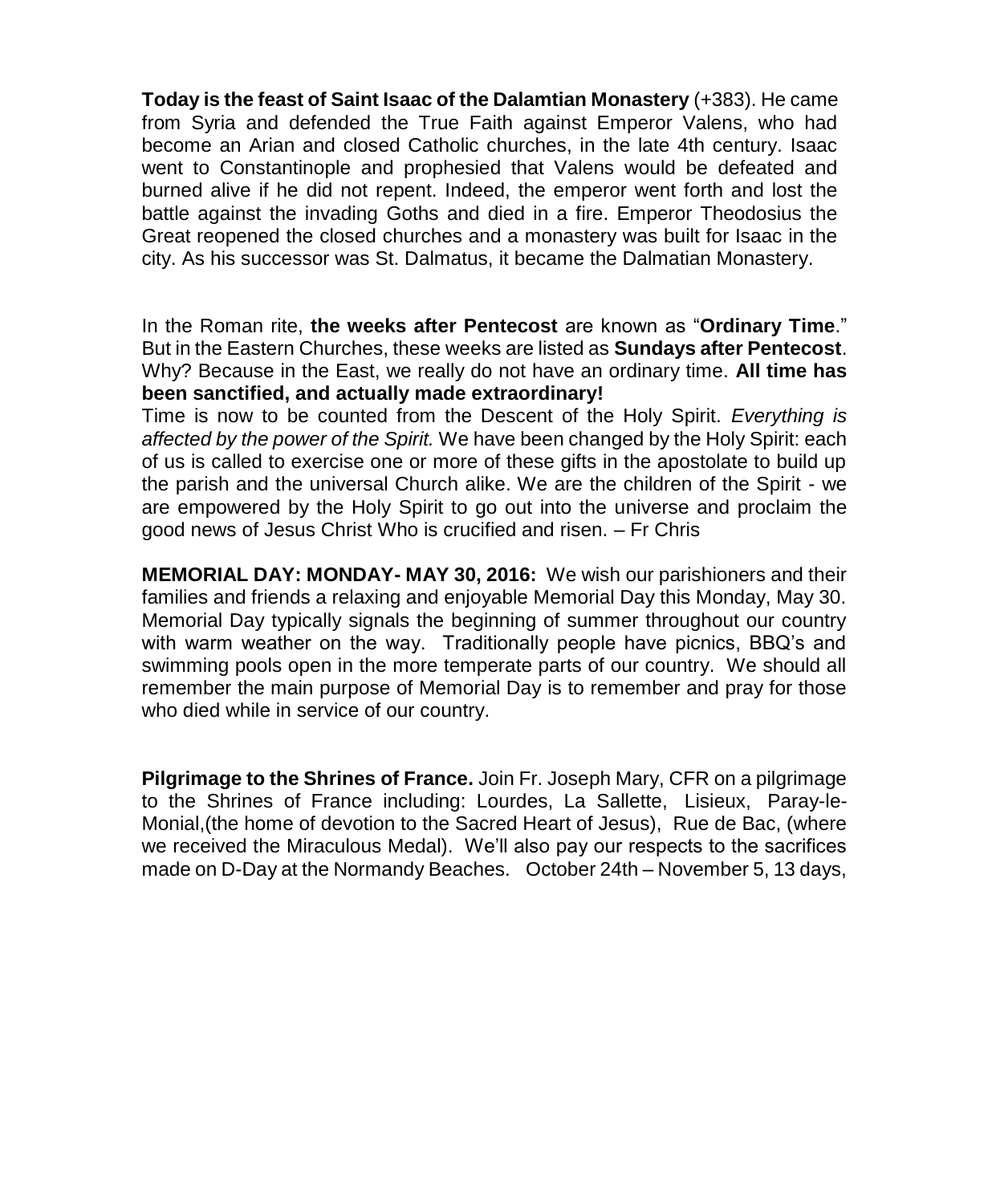**Today is the feast of Saint Isaac of the Dalamtian Monastery** (+383). He came from Syria and defended the True Faith against Emperor Valens, who had become an Arian and closed Catholic churches, in the late 4th century. Isaac went to Constantinople and prophesied that Valens would be defeated and burned alive if he did not repent. Indeed, the emperor went forth and lost the battle against the invading Goths and died in a fire. Emperor Theodosius the Great reopened the closed churches and a monastery was built for Isaac in the city. As his successor was St. Dalmatus, it became the Dalmatian Monastery.

In the Roman rite, **the weeks after Pentecost** are known as "**Ordinary Time**." But in the Eastern Churches, these weeks are listed as **Sundays after Pentecost**. Why? Because in the East, we really do not have an ordinary time. **All time has been sanctified, and actually made extraordinary!**
Time is now to be counted from the Descent of the Holy Spirit. *Everything is affected by the power of the Spirit.* We have been changed by the Holy Spirit: each of us is called to exercise one or more of these gifts in the apostolate to build up the parish and the universal Church alike. We are the children of the Spirit - we are empowered by the Holy Spirit to go out into the universe and proclaim the good news of Jesus Christ Who is crucified and risen. – Fr Chris

**MEMORIAL DAY: MONDAY- MAY 30, 2016:** We wish our parishioners and their families and friends a relaxing and enjoyable Memorial Day this Monday, May 30. Memorial Day typically signals the beginning of summer throughout our country with warm weather on the way. Traditionally people have picnics, BBQ's and swimming pools open in the more temperate parts of our country. We should all remember the main purpose of Memorial Day is to remember and pray for those who died while in service of our country.

**Pilgrimage to the Shrines of France.** Join Fr. Joseph Mary, CFR on a pilgrimage to the Shrines of France including: Lourdes, La Sallette, Lisieux, Paray-le-Monial,(the home of devotion to the Sacred Heart of Jesus), Rue de Bac, (where we received the Miraculous Medal). We'll also pay our respects to the sacrifices made on D-Day at the Normandy Beaches. October 24th – November 5, 13 days,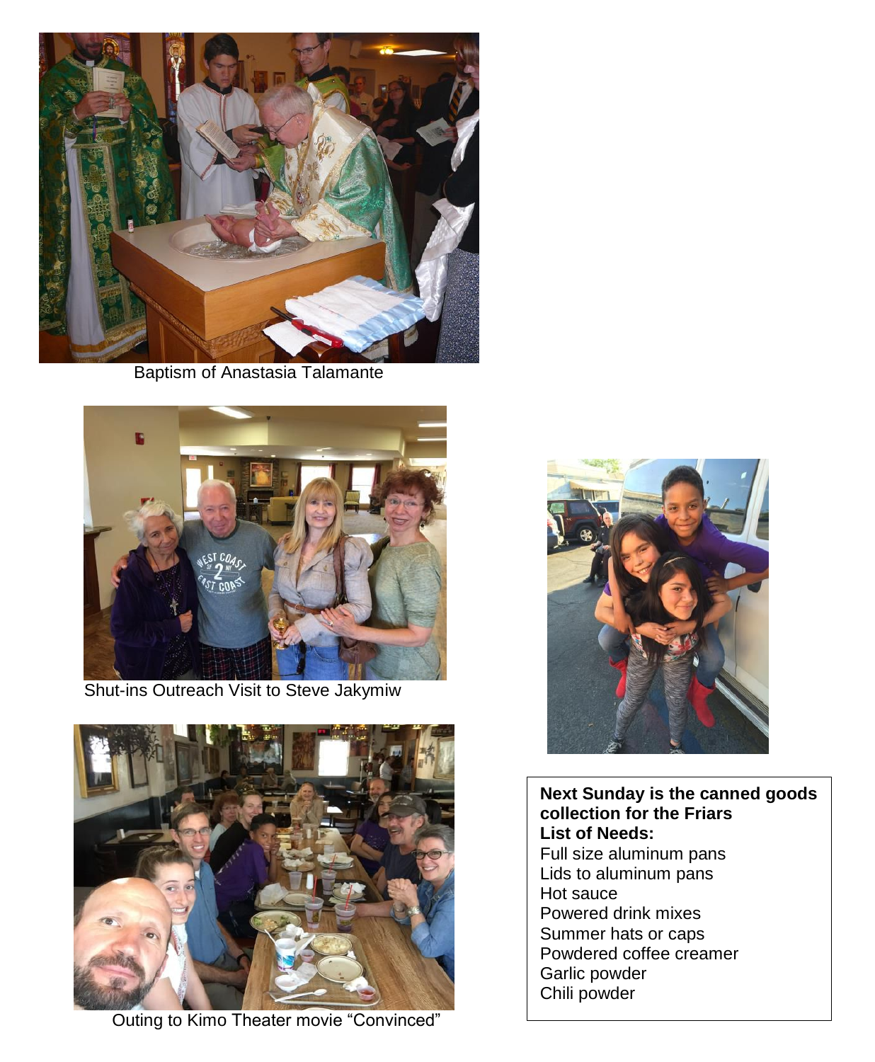Baptism of Anastasia Talamante

Shut-ins Outreach Visit to Steve Jakymiw

Outing to Kimo Theater movie “Convinced”

**Next Sunday is the canned goods collection for the Friars**

**List of Needs:**

Full size aluminum pans  
Lids to aluminum pans  
Hot sauce  
Powered drink mixes  
Summer hats or caps  
Powdered coffee creamer  
Garlic powder  
Chili powder